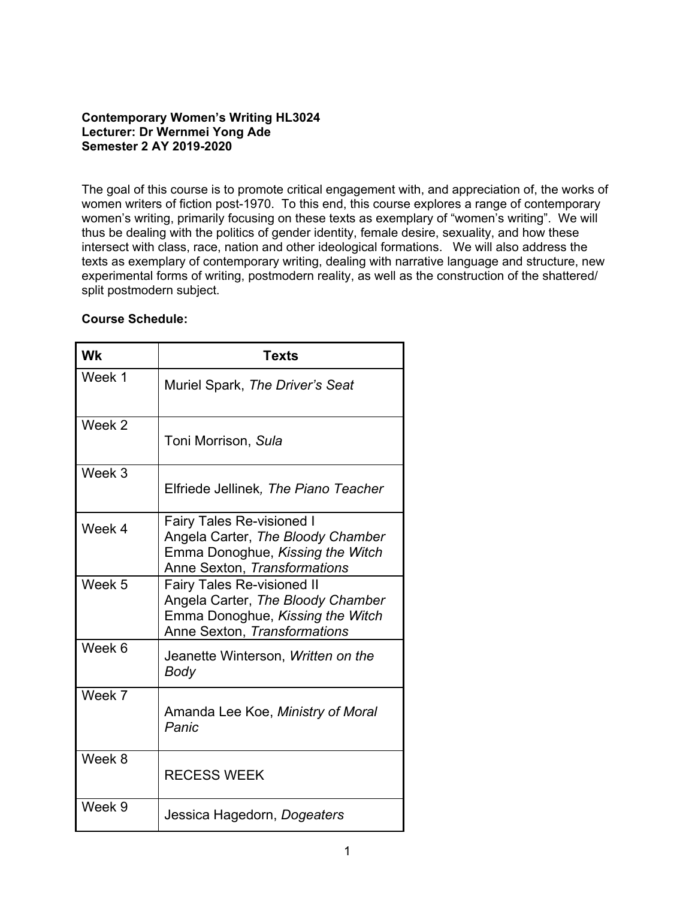**Contemporary Women's Writing HL3024**
**Lecturer: Dr Wernmei Yong Ade**
**Semester 2 AY 2019-2020**

The goal of this course is to promote critical engagement with, and appreciation of, the works of women writers of fiction post-1970. To this end, this course explores a range of contemporary women's writing, primarily focusing on these texts as exemplary of "women's writing". We will thus be dealing with the politics of gender identity, female desire, sexuality, and how these intersect with class, race, nation and other ideological formations. We will also address the texts as exemplary of contemporary writing, dealing with narrative language and structure, new experimental forms of writing, postmodern reality, as well as the construction of the shattered/ split postmodern subject.

**Course Schedule:**

| Wk | Texts |
|---|---|
| Week 1 | Muriel Spark, *The Driver's Seat* |
| Week 2 | Toni Morrison, *Sula* |
| Week 3 | Elfriede Jellinek, *The Piano Teacher* |
| Week 4 | Fairy Tales Re-visioned I<br>Angela Carter, *The Bloody Chamber*<br>Emma Donoghue, *Kissing the Witch*<br>Anne Sexton, *Transformations* |
| Week 5 | Fairy Tales Re-visioned II<br>Angela Carter, *The Bloody Chamber*<br>Emma Donoghue, *Kissing the Witch*<br>Anne Sexton, *Transformations* |
| Week 6 | Jeanette Winterson, *Written on the Body* |
| Week 7 | Amanda Lee Koe, *Ministry of Moral Panic* |
| Week 8 | RECESS WEEK |
| Week 9 | Jessica Hagedorn, *Dogeaters* |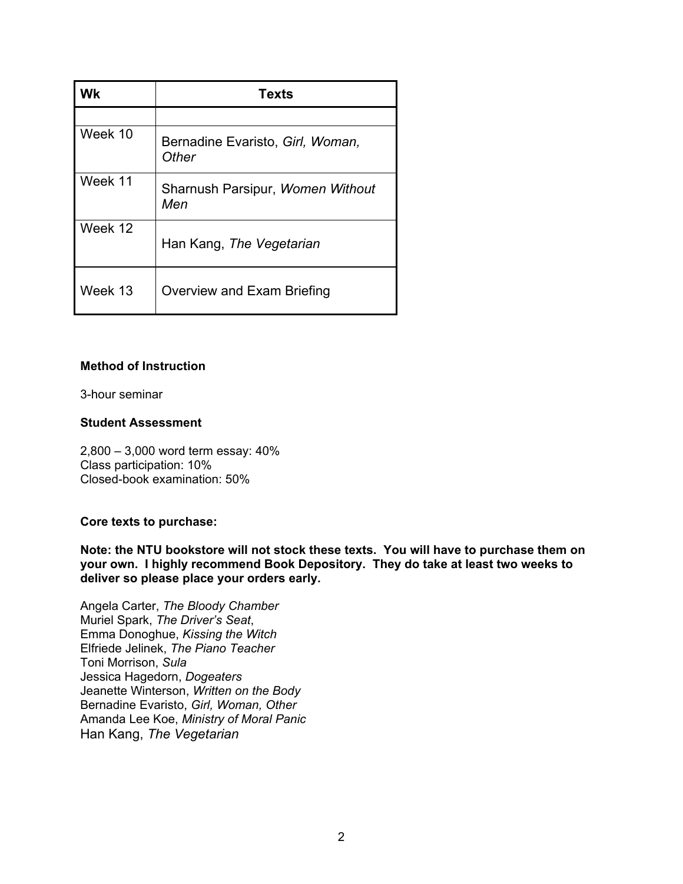| Wk | Texts |
|---|---|
| | |
| Week 10 | Bernadine Evaristo, *Girl, Woman, Other* |
| Week 11 | Sharnush Parsipur, *Women Without Men* |
| Week 12 | Han Kang, *The Vegetarian* |
| Week 13 | Overview and Exam Briefing |

**Method of Instruction**

3-hour seminar

**Student Assessment**

2,800 – 3,000 word term essay: 40%
Class participation: 10%
Closed-book examination: 50%

**Core texts to purchase:**

**Note: the NTU bookstore will not stock these texts. You will have to purchase them on your own. I highly recommend Book Depository. They do take at least two weeks to deliver so please place your orders early.**

Angela Carter, *The Bloody Chamber*
Muriel Spark, *The Driver's Seat*,
Emma Donoghue, *Kissing the Witch*
Elfriede Jelinek, *The Piano Teacher*
Toni Morrison, *Sula*
Jessica Hagedorn, *Dogeaters*
Jeanette Winterson, *Written on the Body*
Bernadine Evaristo, *Girl, Woman, Other*
Amanda Lee Koe, *Ministry of Moral Panic*
Han Kang, *The Vegetarian*